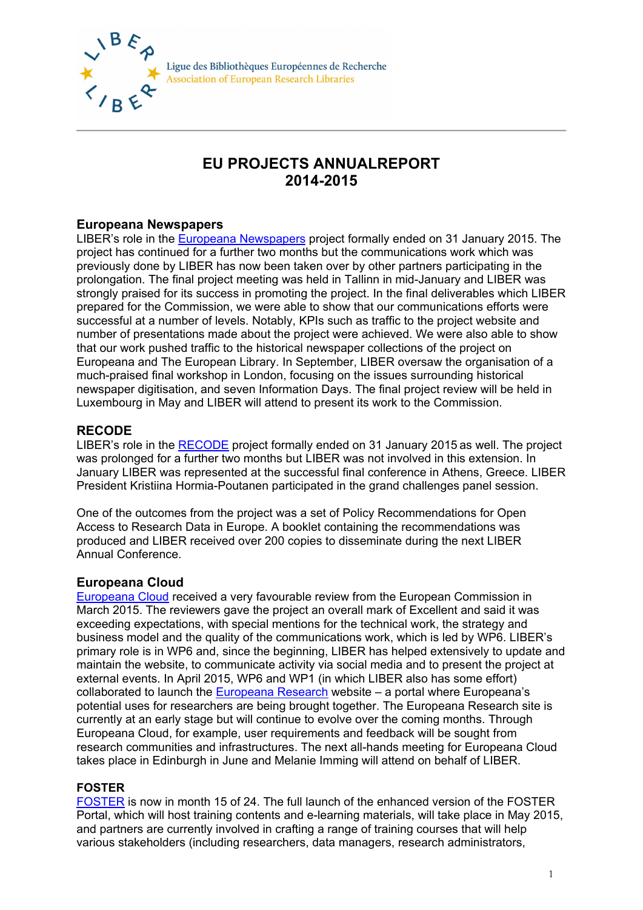Ligue des Bibliothèques Européennes de Recherche
Association of European Research Libraries

# EU PROJECTS ANNUALREPORT 2014-2015

## Europeana Newspapers

LIBER's role in the Europeana Newspapers project formally ended on 31 January 2015. The project has continued for a further two months but the communications work which was previously done by LIBER has now been taken over by other partners participating in the prolongation. The final project meeting was held in Tallinn in mid-January and LIBER was strongly praised for its success in promoting the project. In the final deliverables which LIBER prepared for the Commission, we were able to show that our communications efforts were successful at a number of levels. Notably, KPIs such as traffic to the project website and number of presentations made about the project were achieved. We were also able to show that our work pushed traffic to the historical newspaper collections of the project on Europeana and The European Library. In September, LIBER oversaw the organisation of a much-praised final workshop in London, focusing on the issues surrounding historical newspaper digitisation, and seven Information Days. The final project review will be held in Luxembourg in May and LIBER will attend to present its work to the Commission.

## RECODE

LIBER's role in the RECODE project formally ended on 31 January 2015 as well. The project was prolonged for a further two months but LIBER was not involved in this extension. In January LIBER was represented at the successful final conference in Athens, Greece. LIBER President Kristiina Hormia-Poutanen participated in the grand challenges panel session.

One of the outcomes from the project was a set of Policy Recommendations for Open Access to Research Data in Europe. A booklet containing the recommendations was produced and LIBER received over 200 copies to disseminate during the next LIBER Annual Conference.

## Europeana Cloud

Europeana Cloud received a very favourable review from the European Commission in March 2015. The reviewers gave the project an overall mark of Excellent and said it was exceeding expectations, with special mentions for the technical work, the strategy and business model and the quality of the communications work, which is led by WP6. LIBER's primary role is in WP6 and, since the beginning, LIBER has helped extensively to update and maintain the website, to communicate activity via social media and to present the project at external events. In April 2015, WP6 and WP1 (in which LIBER also has some effort) collaborated to launch the Europeana Research website – a portal where Europeana's potential uses for researchers are being brought together. The Europeana Research site is currently at an early stage but will continue to evolve over the coming months. Through Europeana Cloud, for example, user requirements and feedback will be sought from research communities and infrastructures. The next all-hands meeting for Europeana Cloud takes place in Edinburgh in June and Melanie Imming will attend on behalf of LIBER.

## FOSTER

FOSTER is now in month 15 of 24. The full launch of the enhanced version of the FOSTER Portal, which will host training contents and e-learning materials, will take place in May 2015, and partners are currently involved in crafting a range of training courses that will help various stakeholders (including researchers, data managers, research administrators,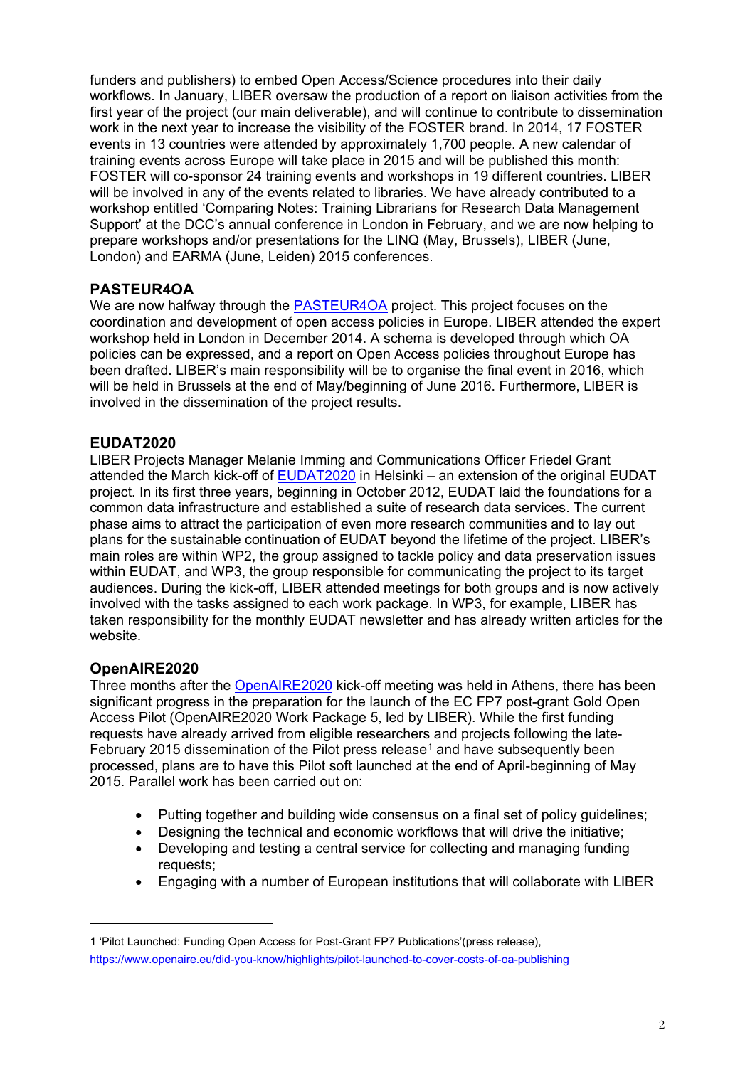funders and publishers) to embed Open Access/Science procedures into their daily workflows. In January, LIBER oversaw the production of a report on liaison activities from the first year of the project (our main deliverable), and will continue to contribute to dissemination work in the next year to increase the visibility of the FOSTER brand. In 2014, 17 FOSTER events in 13 countries were attended by approximately 1,700 people. A new calendar of training events across Europe will take place in 2015 and will be published this month: FOSTER will co-sponsor 24 training events and workshops in 19 different countries. LIBER will be involved in any of the events related to libraries. We have already contributed to a workshop entitled 'Comparing Notes: Training Librarians for Research Data Management Support' at the DCC's annual conference in London in February, and we are now helping to prepare workshops and/or presentations for the LINQ (May, Brussels), LIBER (June, London) and EARMA (June, Leiden) 2015 conferences.

## PASTEUR4OA

We are now halfway through the PASTEUR4OA project. This project focuses on the coordination and development of open access policies in Europe. LIBER attended the expert workshop held in London in December 2014. A schema is developed through which OA policies can be expressed, and a report on Open Access policies throughout Europe has been drafted. LIBER's main responsibility will be to organise the final event in 2016, which will be held in Brussels at the end of May/beginning of June 2016. Furthermore, LIBER is involved in the dissemination of the project results.

## EUDAT2020

LIBER Projects Manager Melanie Imming and Communications Officer Friedel Grant attended the March kick-off of EUDAT2020 in Helsinki – an extension of the original EUDAT project. In its first three years, beginning in October 2012, EUDAT laid the foundations for a common data infrastructure and established a suite of research data services. The current phase aims to attract the participation of even more research communities and to lay out plans for the sustainable continuation of EUDAT beyond the lifetime of the project. LIBER's main roles are within WP2, the group assigned to tackle policy and data preservation issues within EUDAT, and WP3, the group responsible for communicating the project to its target audiences. During the kick-off, LIBER attended meetings for both groups and is now actively involved with the tasks assigned to each work package. In WP3, for example, LIBER has taken responsibility for the monthly EUDAT newsletter and has already written articles for the website.

## OpenAIRE2020

Three months after the OpenAIRE2020 kick-off meeting was held in Athens, there has been significant progress in the preparation for the launch of the EC FP7 post-grant Gold Open Access Pilot (OpenAIRE2020 Work Package 5, led by LIBER). While the first funding requests have already arrived from eligible researchers and projects following the late-February 2015 dissemination of the Pilot press release[1] and have subsequently been processed, plans are to have this Pilot soft launched at the end of April-beginning of May 2015. Parallel work has been carried out on:

- Putting together and building wide consensus on a final set of policy guidelines;
- Designing the technical and economic workflows that will drive the initiative;
- Developing and testing a central service for collecting and managing funding requests;
- Engaging with a number of European institutions that will collaborate with LIBER

---

1 'Pilot Launched: Funding Open Access for Post-Grant FP7 Publications'(press release), https://www.openaire.eu/did-you-know/highlights/pilot-launched-to-cover-costs-of-oa-publishing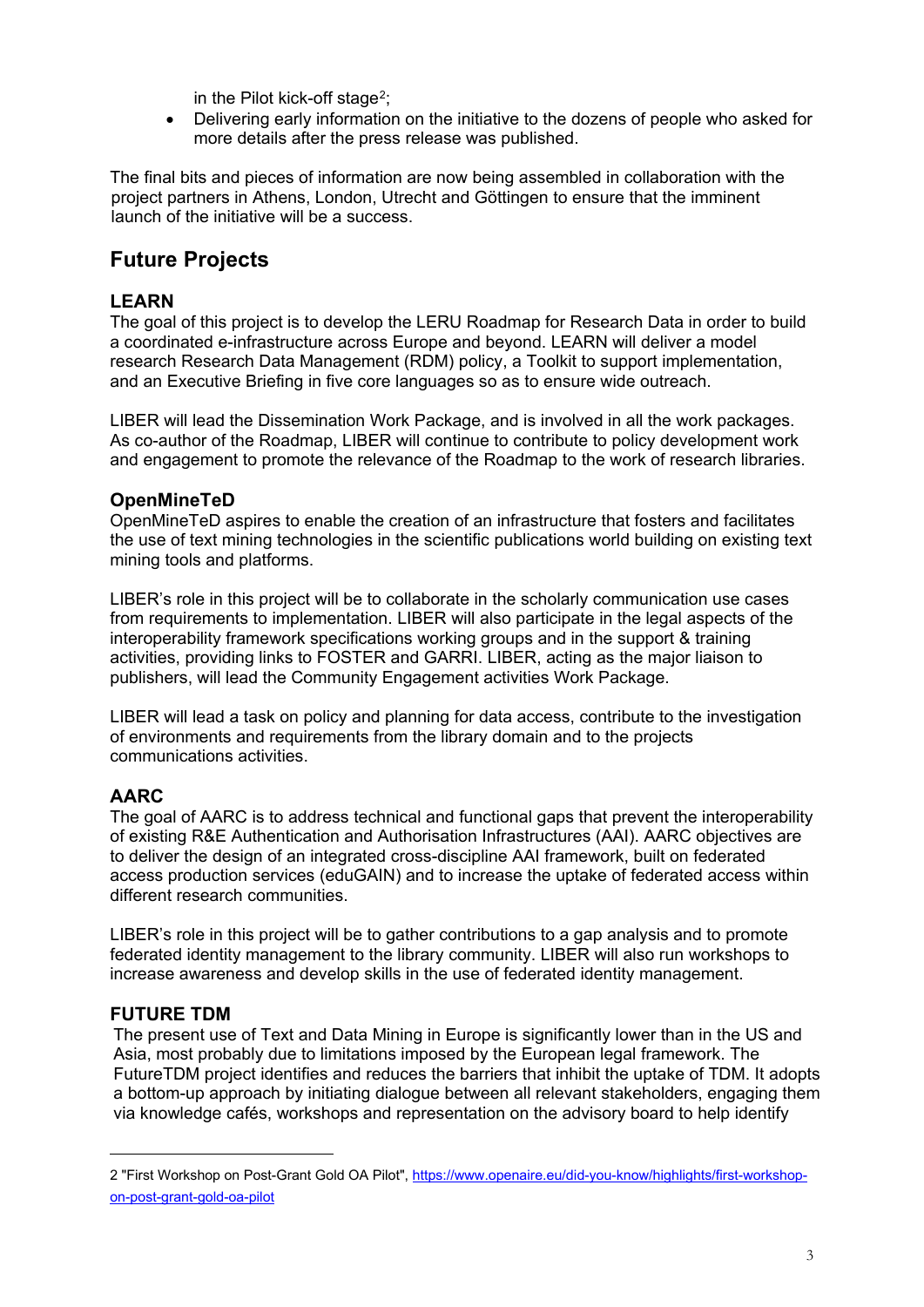in the Pilot kick-off stage[2];

- Delivering early information on the initiative to the dozens of people who asked for more details after the press release was published.

The final bits and pieces of information are now being assembled in collaboration with the project partners in Athens, London, Utrecht and Göttingen to ensure that the imminent launch of the initiative will be a success.

## Future Projects

### LEARN

The goal of this project is to develop the LERU Roadmap for Research Data in order to build a coordinated e-infrastructure across Europe and beyond. LEARN will deliver a model research Research Data Management (RDM) policy, a Toolkit to support implementation, and an Executive Briefing in five core languages so as to ensure wide outreach.

LIBER will lead the Dissemination Work Package, and is involved in all the work packages. As co-author of the Roadmap, LIBER will continue to contribute to policy development work and engagement to promote the relevance of the Roadmap to the work of research libraries.

### OpenMineTeD

OpenMineTeD aspires to enable the creation of an infrastructure that fosters and facilitates the use of text mining technologies in the scientific publications world building on existing text mining tools and platforms.

LIBER's role in this project will be to collaborate in the scholarly communication use cases from requirements to implementation. LIBER will also participate in the legal aspects of the interoperability framework specifications working groups and in the support & training activities, providing links to FOSTER and GARRI. LIBER, acting as the major liaison to publishers, will lead the Community Engagement activities Work Package.

LIBER will lead a task on policy and planning for data access, contribute to the investigation of environments and requirements from the library domain and to the projects communications activities.

### AARC

The goal of AARC is to address technical and functional gaps that prevent the interoperability of existing R&E Authentication and Authorisation Infrastructures (AAI). AARC objectives are to deliver the design of an integrated cross-discipline AAI framework, built on federated access production services (eduGAIN) and to increase the uptake of federated access within different research communities.

LIBER's role in this project will be to gather contributions to a gap analysis and to promote federated identity management to the library community. LIBER will also run workshops to increase awareness and develop skills in the use of federated identity management.

### FUTURE TDM

The present use of Text and Data Mining in Europe is significantly lower than in the US and Asia, most probably due to limitations imposed by the European legal framework. The FutureTDM project identifies and reduces the barriers that inhibit the uptake of TDM. It adopts a bottom-up approach by initiating dialogue between all relevant stakeholders, engaging them via knowledge cafés, workshops and representation on the advisory board to help identify

---

[2] "First Workshop on Post-Grant Gold OA Pilot", https://www.openaire.eu/did-you-know/highlights/first-workshop-on-post-grant-gold-oa-pilot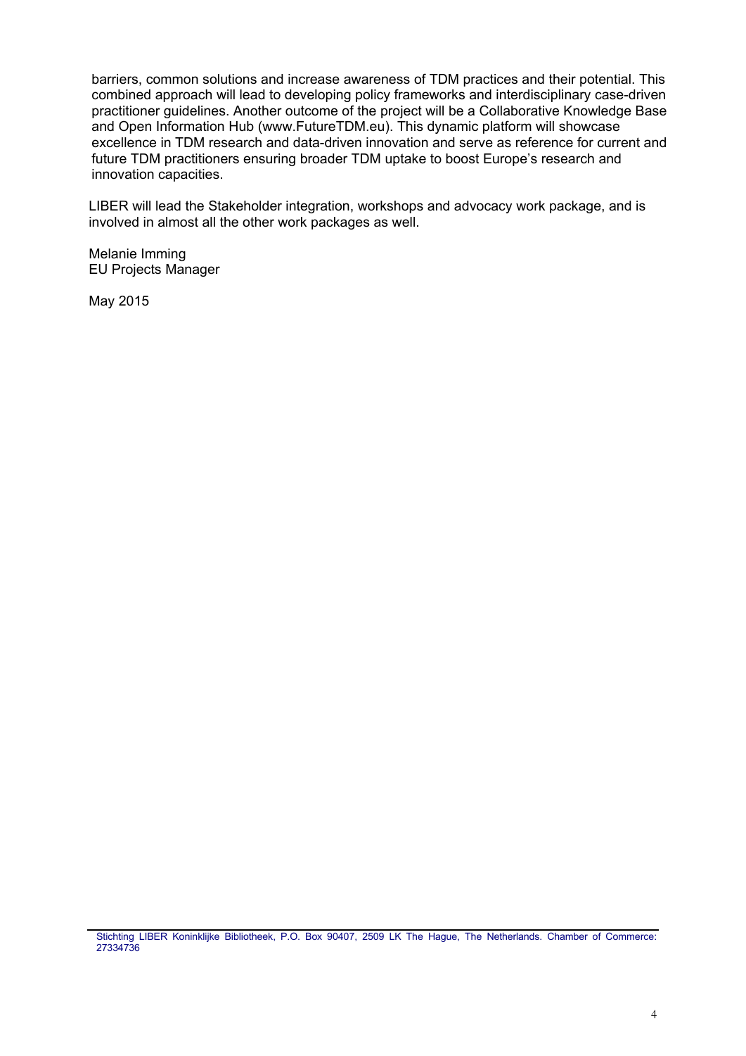barriers, common solutions and increase awareness of TDM practices and their potential. This combined approach will lead to developing policy frameworks and interdisciplinary case-driven practitioner guidelines. Another outcome of the project will be a Collaborative Knowledge Base and Open Information Hub (www.FutureTDM.eu). This dynamic platform will showcase excellence in TDM research and data-driven innovation and serve as reference for current and future TDM practitioners ensuring broader TDM uptake to boost Europe's research and innovation capacities.

LIBER will lead the Stakeholder integration, workshops and advocacy work package, and is involved in almost all the other work packages as well.

Melanie Imming
EU Projects Manager

May 2015

Stichting LIBER Koninklijke Bibliotheek, P.O. Box 90407, 2509 LK The Hague, The Netherlands. Chamber of Commerce: 27334736